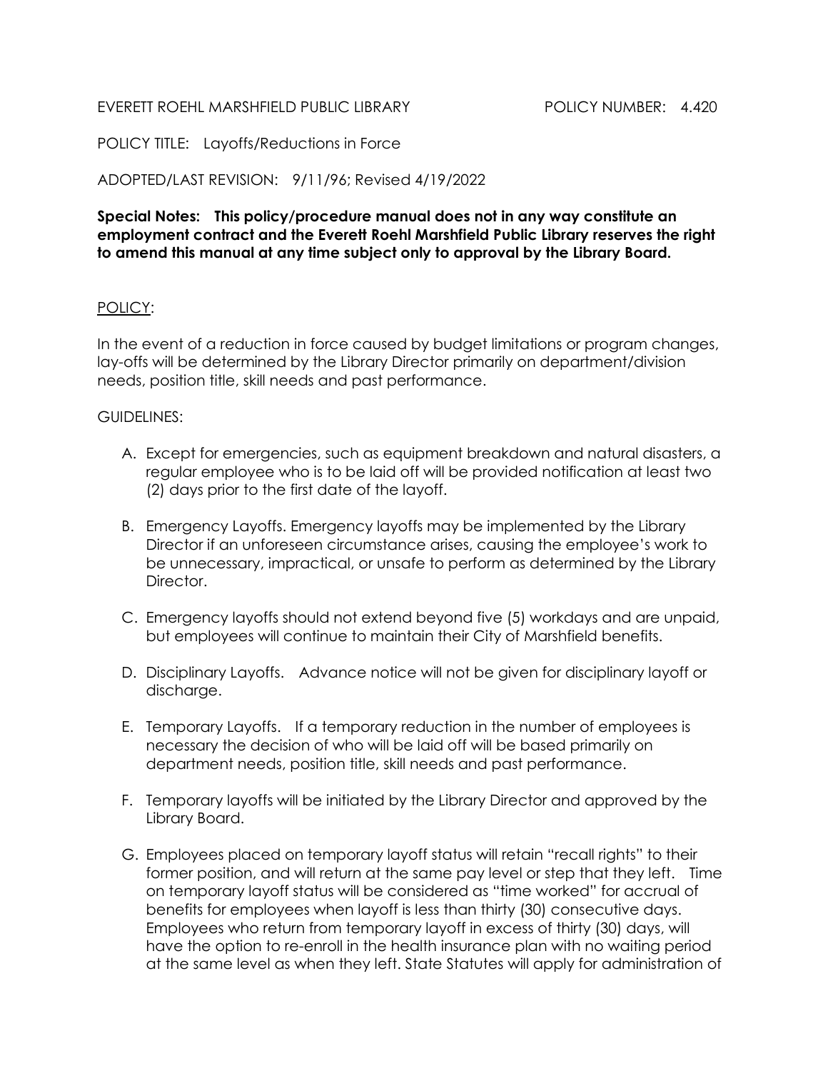EVERETT ROEHL MARSHFIELD PUBLIC LIBRARY POLICY NUMBER: 4.420

POLICY TITLE: Layoffs/Reductions in Force

ADOPTED/LAST REVISION: 9/11/96; Revised 4/19/2022

**Special Notes: This policy/procedure manual does not in any way constitute an employment contract and the Everett Roehl Marshfield Public Library reserves the right to amend this manual at any time subject only to approval by the Library Board.**

POLICY:

In the event of a reduction in force caused by budget limitations or program changes, lay-offs will be determined by the Library Director primarily on department/division needs, position title, skill needs and past performance.

GUIDELINES:

A. Except for emergencies, such as equipment breakdown and natural disasters, a regular employee who is to be laid off will be provided notification at least two (2) days prior to the first date of the layoff.

B. Emergency Layoffs. Emergency layoffs may be implemented by the Library Director if an unforeseen circumstance arises, causing the employee's work to be unnecessary, impractical, or unsafe to perform as determined by the Library Director.

C. Emergency layoffs should not extend beyond five (5) workdays and are unpaid, but employees will continue to maintain their City of Marshfield benefits.

D. Disciplinary Layoffs. Advance notice will not be given for disciplinary layoff or discharge.

E. Temporary Layoffs. If a temporary reduction in the number of employees is necessary the decision of who will be laid off will be based primarily on department needs, position title, skill needs and past performance.

F. Temporary layoffs will be initiated by the Library Director and approved by the Library Board.

G. Employees placed on temporary layoff status will retain "recall rights" to their former position, and will return at the same pay level or step that they left. Time on temporary layoff status will be considered as "time worked" for accrual of benefits for employees when layoff is less than thirty (30) consecutive days. Employees who return from temporary layoff in excess of thirty (30) days, will have the option to re-enroll in the health insurance plan with no waiting period at the same level as when they left. State Statutes will apply for administration of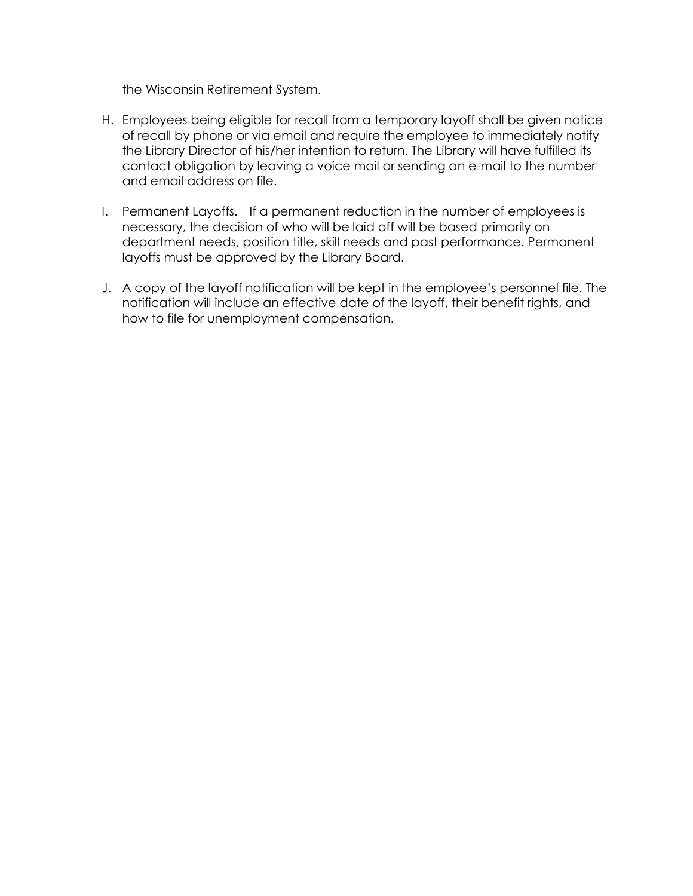the Wisconsin Retirement System.

H. Employees being eligible for recall from a temporary layoff shall be given notice of recall by phone or via email and require the employee to immediately notify the Library Director of his/her intention to return. The Library will have fulfilled its contact obligation by leaving a voice mail or sending an e-mail to the number and email address on file.

I. Permanent Layoffs. If a permanent reduction in the number of employees is necessary, the decision of who will be laid off will be based primarily on department needs, position title, skill needs and past performance. Permanent layoffs must be approved by the Library Board.

J. A copy of the layoff notification will be kept in the employee's personnel file. The notification will include an effective date of the layoff, their benefit rights, and how to file for unemployment compensation.